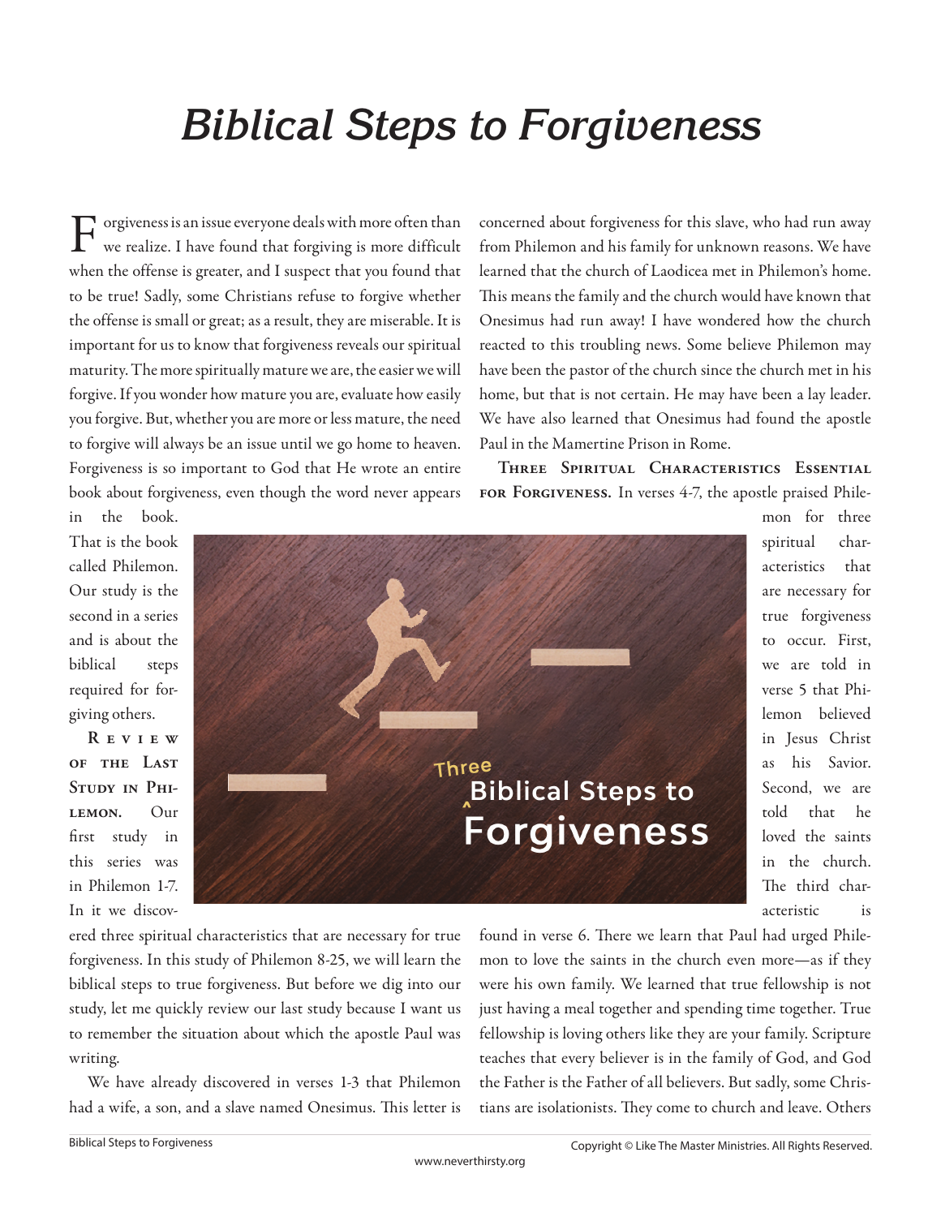# Biblical Steps to Forgiveness

Forgiveness is an issue everyone deals with more often than we realize. I have found that forgiving is more difficult when the offense is greater, and I suspect that you found that to be true! Sadly, some Christians refuse to forgive whether the offense is small or great; as a result, they are miserable. It is important for us to know that forgiveness reveals our spiritual maturity. The more spiritually mature we are, the easier we will forgive. If you wonder how mature you are, evaluate how easily you forgive. But, whether you are more or less mature, the need to forgive will always be an issue until we go home to heaven. Forgiveness is so important to God that He wrote an entire book about forgiveness, even though the word never appears in the book. That is the book called Philemon. Our study is the second in a series and is about the biblical steps required for forgiving others.

**Review of the Last Study in Philemon.** Our first study in this series was in Philemon 1-7. In it we discovered three spiritual characteristics that are necessary for true forgiveness. In this study of Philemon 8-25, we will learn the biblical steps to true forgiveness. But before we dig into our study, let me quickly review our last study because I want us to remember the situation about which the apostle Paul was writing.

We have already discovered in verses 1-3 that Philemon had a wife, a son, and a slave named Onesimus. This letter is concerned about forgiveness for this slave, who had run away from Philemon and his family for unknown reasons. We have learned that the church of Laodicea met in Philemon's home. This means the family and the church would have known that Onesimus had run away! I have wondered how the church reacted to this troubling news. Some believe Philemon may have been the pastor of the church since the church met in his home, but that is not certain. He may have been a lay leader. We have also learned that Onesimus had found the apostle Paul in the Mamertine Prison in Rome.

**Three Spiritual Characteristics Essential for Forgiveness.** In verses 4-7, the apostle praised Philemon for three spiritual characteristics that are necessary for true forgiveness to occur. First, we are told in verse 5 that Philemon believed in Jesus Christ as his Savior. Second, we are told that he loved the saints in the church. The third characteristic is found in verse 6. There we learn that Paul had urged Philemon to love the saints in the church even more—as if they were his own family. We learned that true fellowship is not just having a meal together and spending time together. True fellowship is loving others like they are your family. Scripture teaches that every believer is in the family of God, and God the Father is the Father of all believers. But sadly, some Christians are isolationists. They come to church and leave. Others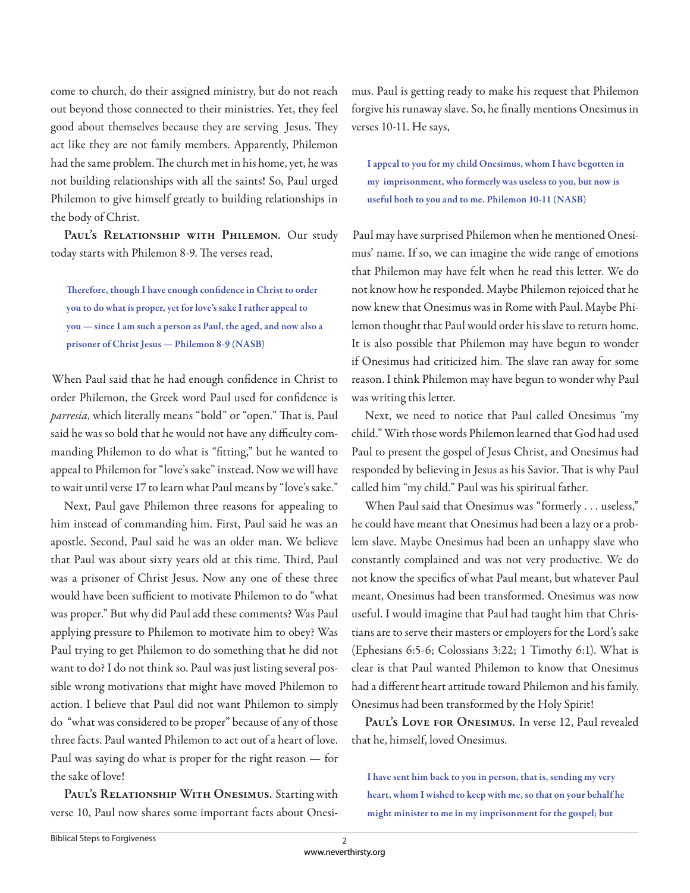come to church, do their assigned ministry, but do not reach out beyond those connected to their ministries. Yet, they feel good about themselves because they are serving Jesus. They act like they are not family members. Apparently, Philemon had the same problem. The church met in his home, yet, he was not building relationships with all the saints! So, Paul urged Philemon to give himself greatly to building relationships in the body of Christ.

**Paul's Relationship with Philemon.** Our study today starts with Philemon 8-9. The verses read,

> **Therefore, though I have enough confidence in Christ to order you to do what is proper, yet for love's sake I rather appeal to you — since I am such a person as Paul, the aged, and now also a prisoner of Christ Jesus — Philemon 8-9 (NASB)**

When Paul said that he had enough confidence in Christ to order Philemon, the Greek word Paul used for confidence is *parresia*, which literally means "bold" or "open." That is, Paul said he was so bold that he would not have any difficulty commanding Philemon to do what is "fitting," but he wanted to appeal to Philemon for "love's sake" instead. Now we will have to wait until verse 17 to learn what Paul means by "love's sake."

Next, Paul gave Philemon three reasons for appealing to him instead of commanding him. First, Paul said he was an apostle. Second, Paul said he was an older man. We believe that Paul was about sixty years old at this time. Third, Paul was a prisoner of Christ Jesus. Now any one of these three would have been sufficient to motivate Philemon to do "what was proper." But why did Paul add these comments? Was Paul applying pressure to Philemon to motivate him to obey? Was Paul trying to get Philemon to do something that he did not want to do? I do not think so. Paul was just listing several possible wrong motivations that might have moved Philemon to action. I believe that Paul did not want Philemon to simply do "what was considered to be proper" because of any of those three facts. Paul wanted Philemon to act out of a heart of love. Paul was saying do what is proper for the right reason — for the sake of love!

**Paul's Relationship With Onesimus.** Starting with verse 10, Paul now shares some important facts about Onesimus. Paul is getting ready to make his request that Philemon forgive his runaway slave. So, he finally mentions Onesimus in verses 10-11. He says,

> **I appeal to you for my child Onesimus, whom I have begotten in my imprisonment, who formerly was useless to you, but now is useful both to you and to me. Philemon 10-11 (NASB)**

Paul may have surprised Philemon when he mentioned Onesimus' name. If so, we can imagine the wide range of emotions that Philemon may have felt when he read this letter. We do not know how he responded. Maybe Philemon rejoiced that he now knew that Onesimus was in Rome with Paul. Maybe Philemon thought that Paul would order his slave to return home. It is also possible that Philemon may have begun to wonder if Onesimus had criticized him. The slave ran away for some reason. I think Philemon may have begun to wonder why Paul was writing this letter.

Next, we need to notice that Paul called Onesimus "my child." With those words Philemon learned that God had used Paul to present the gospel of Jesus Christ, and Onesimus had responded by believing in Jesus as his Savior. That is why Paul called him "my child." Paul was his spiritual father.

When Paul said that Onesimus was "formerly . . . useless," he could have meant that Onesimus had been a lazy or a problem slave. Maybe Onesimus had been an unhappy slave who constantly complained and was not very productive. We do not know the specifics of what Paul meant, but whatever Paul meant, Onesimus had been transformed. Onesimus was now useful. I would imagine that Paul had taught him that Christians are to serve their masters or employers for the Lord's sake (Ephesians 6:5-6; Colossians 3:22; 1 Timothy 6:1). What is clear is that Paul wanted Philemon to know that Onesimus had a different heart attitude toward Philemon and his family. Onesimus had been transformed by the Holy Spirit!

**Paul's Love for Onesimus.** In verse 12, Paul revealed that he, himself, loved Onesimus.

> **I have sent him back to you in person, that is, sending my very heart, whom I wished to keep with me, so that on your behalf he might minister to me in my imprisonment for the gospel; but**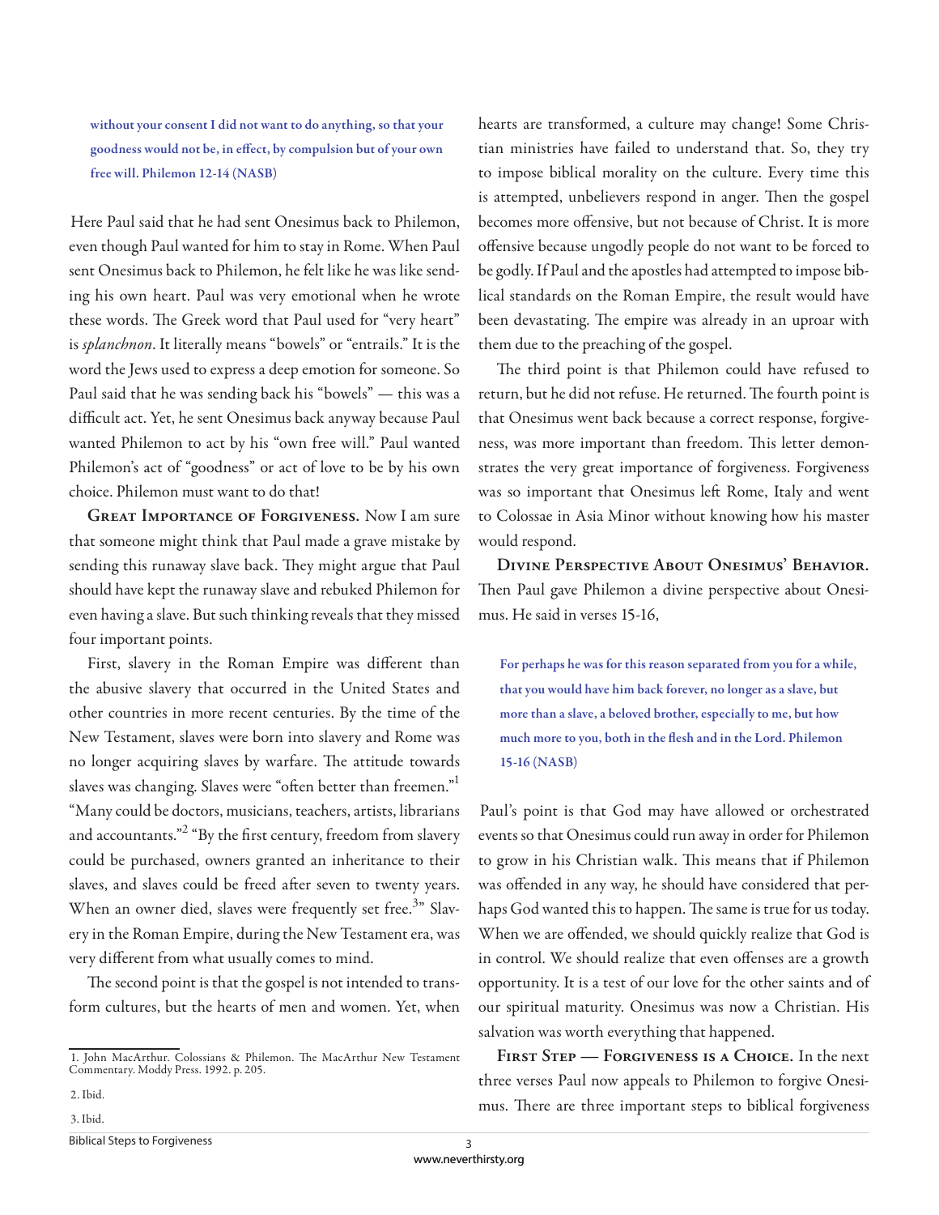**without your consent I did not want to do anything, so that your goodness would not be, in effect, by compulsion but of your own free will. Philemon 12-14 (NASB)**

Here Paul said that he had sent Onesimus back to Philemon, even though Paul wanted for him to stay in Rome. When Paul sent Onesimus back to Philemon, he felt like he was like sending his own heart. Paul was very emotional when he wrote these words. The Greek word that Paul used for "very heart" is *splanchnon*. It literally means "bowels" or "entrails." It is the word the Jews used to express a deep emotion for someone. So Paul said that he was sending back his "bowels" — this was a difficult act. Yet, he sent Onesimus back anyway because Paul wanted Philemon to act by his "own free will." Paul wanted Philemon's act of "goodness" or act of love to be by his own choice. Philemon must want to do that!

**Great Importance of Forgiveness.** Now I am sure that someone might think that Paul made a grave mistake by sending this runaway slave back. They might argue that Paul should have kept the runaway slave and rebuked Philemon for even having a slave. But such thinking reveals that they missed four important points.

First, slavery in the Roman Empire was different than the abusive slavery that occurred in the United States and other countries in more recent centuries. By the time of the New Testament, slaves were born into slavery and Rome was no longer acquiring slaves by warfare. The attitude towards slaves was changing. Slaves were "often better than freemen."[1] "Many could be doctors, musicians, teachers, artists, librarians and accountants."[2] "By the first century, freedom from slavery could be purchased, owners granted an inheritance to their slaves, and slaves could be freed after seven to twenty years. When an owner died, slaves were frequently set free.[3]" Slavery in the Roman Empire, during the New Testament era, was very different from what usually comes to mind.

The second point is that the gospel is not intended to transform cultures, but the hearts of men and women. Yet, when hearts are transformed, a culture may change! Some Christian ministries have failed to understand that. So, they try to impose biblical morality on the culture. Every time this is attempted, unbelievers respond in anger. Then the gospel becomes more offensive, but not because of Christ. It is more offensive because ungodly people do not want to be forced to be godly. If Paul and the apostles had attempted to impose biblical standards on the Roman Empire, the result would have been devastating. The empire was already in an uproar with them due to the preaching of the gospel.

The third point is that Philemon could have refused to return, but he did not refuse. He returned. The fourth point is that Onesimus went back because a correct response, forgiveness, was more important than freedom. This letter demonstrates the very great importance of forgiveness. Forgiveness was so important that Onesimus left Rome, Italy and went to Colossae in Asia Minor without knowing how his master would respond.

**Divine Perspective About Onesimus' Behavior.** Then Paul gave Philemon a divine perspective about Onesimus. He said in verses 15-16,

**For perhaps he was for this reason separated from you for a while, that you would have him back forever, no longer as a slave, but more than a slave, a beloved brother, especially to me, but how much more to you, both in the flesh and in the Lord. Philemon 15-16 (NASB)**

Paul's point is that God may have allowed or orchestrated events so that Onesimus could run away in order for Philemon to grow in his Christian walk. This means that if Philemon was offended in any way, he should have considered that perhaps God wanted this to happen. The same is true for us today. When we are offended, we should quickly realize that God is in control. We should realize that even offenses are a growth opportunity. It is a test of our love for the other saints and of our spiritual maturity. Onesimus was now a Christian. His salvation was worth everything that happened.

**First Step — Forgiveness is a Choice.** In the next three verses Paul now appeals to Philemon to forgive Onesimus. There are three important steps to biblical forgiveness

---

1. John MacArthur. Colossians & Philemon. The MacArthur New Testament Commentary. Moody Press. 1992. p. 205.

2. Ibid.

3. Ibid.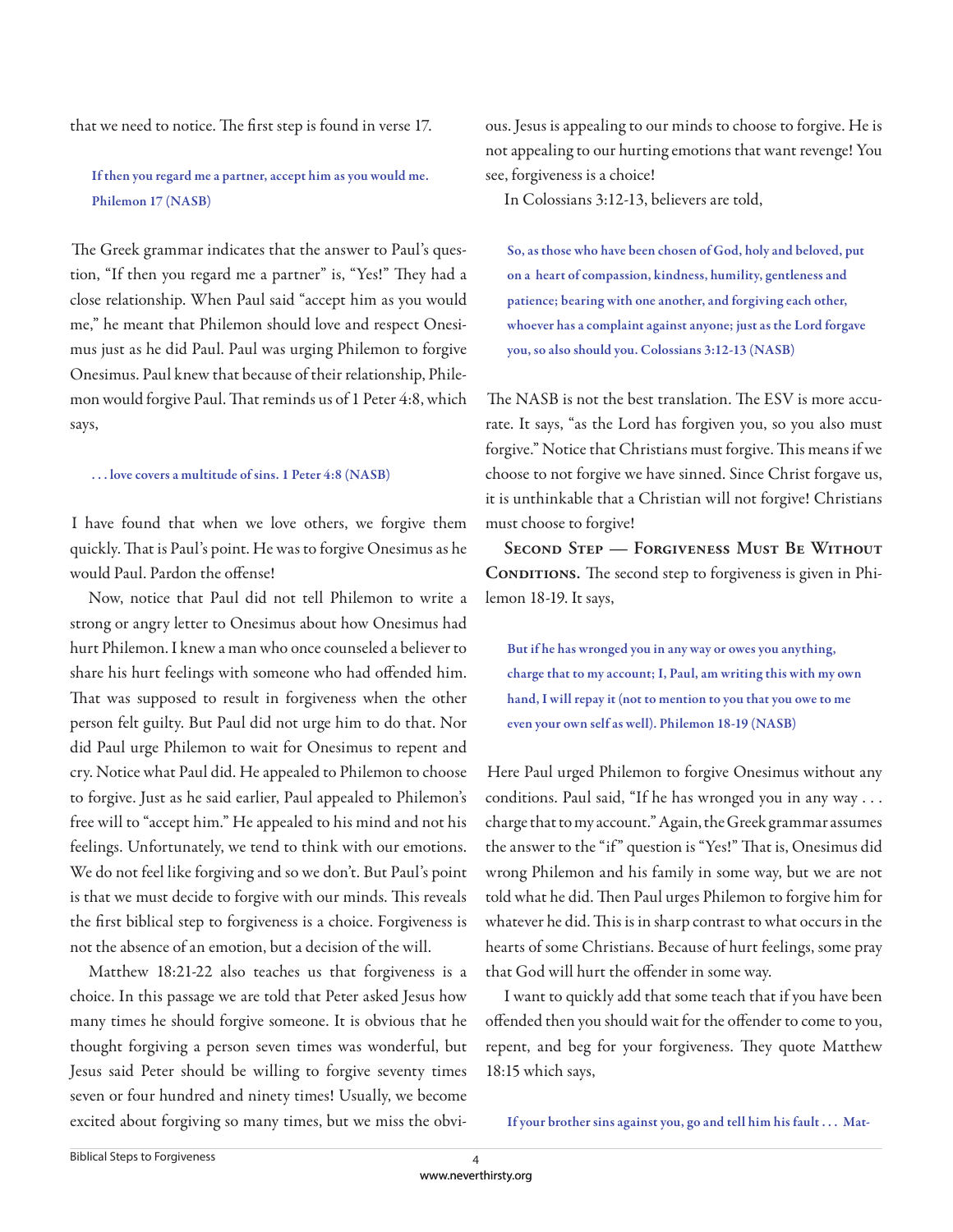that we need to notice. The first step is found in verse 17.

> **If then you regard me a partner, accept him as you would me. Philemon 17 (NASB)**

The Greek grammar indicates that the answer to Paul's question, "If then you regard me a partner" is, "Yes!" They had a close relationship. When Paul said "accept him as you would me," he meant that Philemon should love and respect Onesimus just as he did Paul. Paul was urging Philemon to forgive Onesimus. Paul knew that because of their relationship, Philemon would forgive Paul. That reminds us of 1 Peter 4:8, which says,

> **. . . love covers a multitude of sins. 1 Peter 4:8 (NASB)**

I have found that when we love others, we forgive them quickly. That is Paul's point. He was to forgive Onesimus as he would Paul. Pardon the offense!

Now, notice that Paul did not tell Philemon to write a strong or angry letter to Onesimus about how Onesimus had hurt Philemon. I knew a man who once counseled a believer to share his hurt feelings with someone who had offended him. That was supposed to result in forgiveness when the other person felt guilty. But Paul did not urge him to do that. Nor did Paul urge Philemon to wait for Onesimus to repent and cry. Notice what Paul did. He appealed to Philemon to choose to forgive. Just as he said earlier, Paul appealed to Philemon's free will to "accept him." He appealed to his mind and not his feelings. Unfortunately, we tend to think with our emotions. We do not feel like forgiving and so we don't. But Paul's point is that we must decide to forgive with our minds. This reveals the first biblical step to forgiveness is a choice. Forgiveness is not the absence of an emotion, but a decision of the will.

Matthew 18:21-22 also teaches us that forgiveness is a choice. In this passage we are told that Peter asked Jesus how many times he should forgive someone. It is obvious that he thought forgiving a person seven times was wonderful, but Jesus said Peter should be willing to forgive seventy times seven or four hundred and ninety times! Usually, we become excited about forgiving so many times, but we miss the obvious. Jesus is appealing to our minds to choose to forgive. He is not appealing to our hurting emotions that want revenge! You see, forgiveness is a choice!

In Colossians 3:12-13, believers are told,

> **So, as those who have been chosen of God, holy and beloved, put on a heart of compassion, kindness, humility, gentleness and patience; bearing with one another, and forgiving each other, whoever has a complaint against anyone; just as the Lord forgave you, so also should you. Colossians 3:12-13 (NASB)**

The NASB is not the best translation. The ESV is more accurate. It says, "as the Lord has forgiven you, so you also must forgive." Notice that Christians must forgive. This means if we choose to not forgive we have sinned. Since Christ forgave us, it is unthinkable that a Christian will not forgive! Christians must choose to forgive!

**Second Step — Forgiveness Must Be Without Conditions.** The second step to forgiveness is given in Philemon 18-19. It says,

> **But if he has wronged you in any way or owes you anything, charge that to my account; I, Paul, am writing this with my own hand, I will repay it (not to mention to you that you owe to me even your own self as well). Philemon 18-19 (NASB)**

Here Paul urged Philemon to forgive Onesimus without any conditions. Paul said, "If he has wronged you in any way . . . charge that to my account." Again, the Greek grammar assumes the answer to the "if" question is "Yes!" That is, Onesimus did wrong Philemon and his family in some way, but we are not told what he did. Then Paul urges Philemon to forgive him for whatever he did. This is in sharp contrast to what occurs in the hearts of some Christians. Because of hurt feelings, some pray that God will hurt the offender in some way.

I want to quickly add that some teach that if you have been offended then you should wait for the offender to come to you, repent, and beg for your forgiveness. They quote Matthew 18:15 which says,

> **If your brother sins against you, go and tell him his fault . . . Mat-**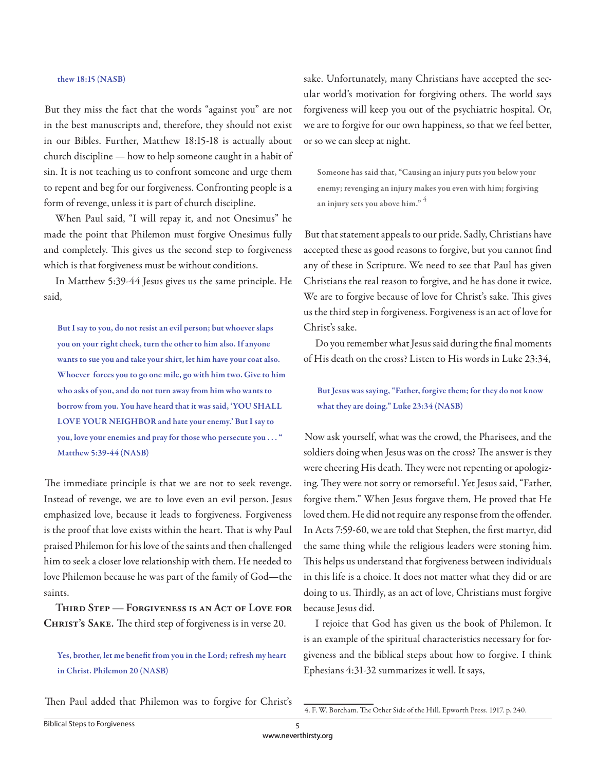thew 18:15 (NASB)

But they miss the fact that the words "against you" are not in the best manuscripts and, therefore, they should not exist in our Bibles. Further, Matthew 18:15-18 is actually about church discipline — how to help someone caught in a habit of sin. It is not teaching us to confront someone and urge them to repent and beg for our forgiveness. Confronting people is a form of revenge, unless it is part of church discipline.

When Paul said, "I will repay it, and not Onesimus" he made the point that Philemon must forgive Onesimus fully and completely. This gives us the second step to forgiveness which is that forgiveness must be without conditions.

In Matthew 5:39-44 Jesus gives us the same principle. He said,

> **But I say to you, do not resist an evil person; but whoever slaps you on your right cheek, turn the other to him also. If anyone wants to sue you and take your shirt, let him have your coat also. Whoever forces you to go one mile, go with him two. Give to him who asks of you, and do not turn away from him who wants to borrow from you. You have heard that it was said, 'YOU SHALL LOVE YOUR NEIGHBOR and hate your enemy.' But I say to you, love your enemies and pray for those who persecute you . . . " Matthew 5:39-44 (NASB)**

The immediate principle is that we are not to seek revenge. Instead of revenge, we are to love even an evil person. Jesus emphasized love, because it leads to forgiveness. Forgiveness is the proof that love exists within the heart. That is why Paul praised Philemon for his love of the saints and then challenged him to seek a closer love relationship with them. He needed to love Philemon because he was part of the family of God—the saints.

**Third Step — Forgiveness is an Act of Love for Christ's Sake.** The third step of forgiveness is in verse 20.

> **Yes, brother, let me benefit from you in the Lord; refresh my heart in Christ. Philemon 20 (NASB)**

Then Paul added that Philemon was to forgive for Christ's sake. Unfortunately, many Christians have accepted the secular world's motivation for forgiving others. The world says forgiveness will keep you out of the psychiatric hospital. Or, we are to forgive for our own happiness, so that we feel better, or so we can sleep at night.

> **Someone has said that, "Causing an injury puts you below your enemy; revenging an injury makes you even with him; forgiving an injury sets you above him."** [4]

But that statement appeals to our pride. Sadly, Christians have accepted these as good reasons to forgive, but you cannot find any of these in Scripture. We need to see that Paul has given Christians the real reason to forgive, and he has done it twice. We are to forgive because of love for Christ's sake. This gives us the third step in forgiveness. Forgiveness is an act of love for Christ's sake.

Do you remember what Jesus said during the final moments of His death on the cross? Listen to His words in Luke 23:34,

> **But Jesus was saying, "Father, forgive them; for they do not know what they are doing." Luke 23:34 (NASB)**

Now ask yourself, what was the crowd, the Pharisees, and the soldiers doing when Jesus was on the cross? The answer is they were cheering His death. They were not repenting or apologizing. They were not sorry or remorseful. Yet Jesus said, "Father, forgive them." When Jesus forgave them, He proved that He loved them. He did not require any response from the offender. In Acts 7:59-60, we are told that Stephen, the first martyr, did the same thing while the religious leaders were stoning him. This helps us understand that forgiveness between individuals in this life is a choice. It does not matter what they did or are doing to us. Thirdly, as an act of love, Christians must forgive because Jesus did.

I rejoice that God has given us the book of Philemon. It is an example of the spiritual characteristics necessary for forgiveness and the biblical steps about how to forgive. I think Ephesians 4:31-32 summarizes it well. It says,

---

4. F. W. Borcham. The Other Side of the Hill. Epworth Press. 1917. p. 240.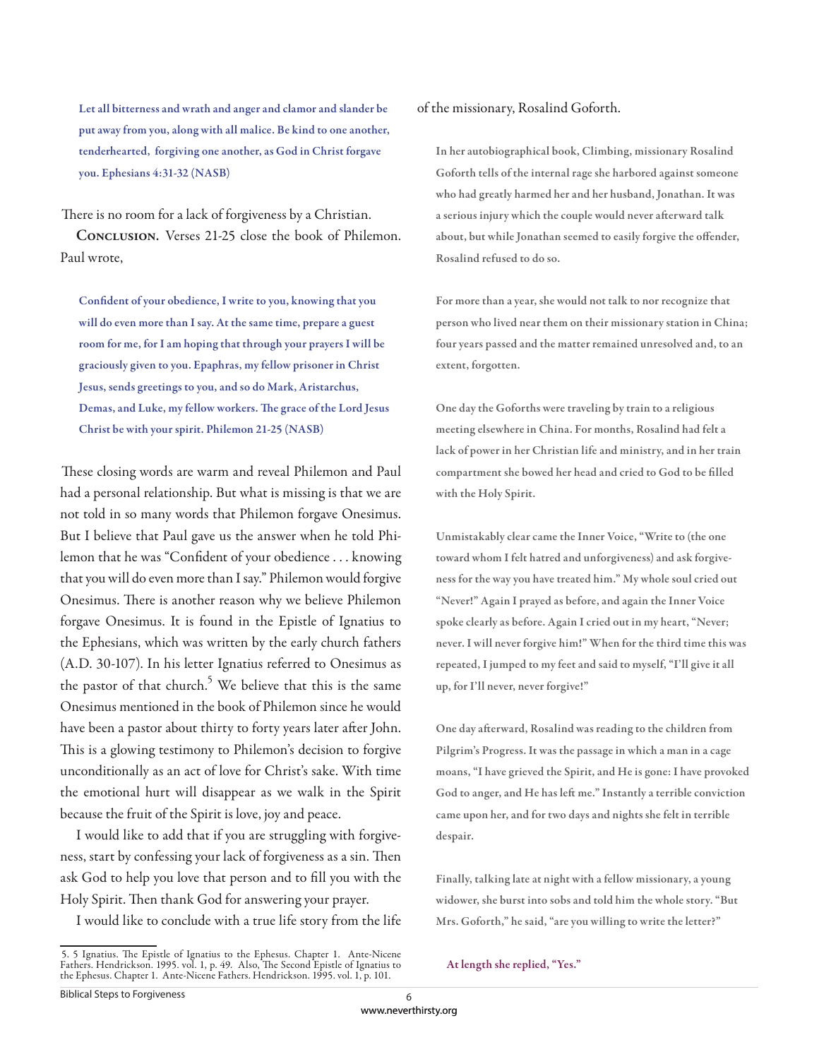> Let all bitterness and wrath and anger and clamor and slander be put away from you, along with all malice. Be kind to one another, tenderhearted, forgiving one another, as God in Christ forgave you. Ephesians 4:31-32 (NASB)

There is no room for a lack of forgiveness by a Christian.

**Conclusion.** Verses 21-25 close the book of Philemon. Paul wrote,

> Confident of your obedience, I write to you, knowing that you will do even more than I say. At the same time, prepare a guest room for me, for I am hoping that through your prayers I will be graciously given to you. Epaphras, my fellow prisoner in Christ Jesus, sends greetings to you, and so do Mark, Aristarchus, Demas, and Luke, my fellow workers. The grace of the Lord Jesus Christ be with your spirit. Philemon 21-25 (NASB)

These closing words are warm and reveal Philemon and Paul had a personal relationship. But what is missing is that we are not told in so many words that Philemon forgave Onesimus. But I believe that Paul gave us the answer when he told Philemon that he was "Confident of your obedience . . . knowing that you will do even more than I say." Philemon would forgive Onesimus. There is another reason why we believe Philemon forgave Onesimus. It is found in the Epistle of Ignatius to the Ephesians, which was written by the early church fathers (A.D. 30-107). In his letter Ignatius referred to Onesimus as the pastor of that church.[5] We believe that this is the same Onesimus mentioned in the book of Philemon since he would have been a pastor about thirty to forty years later after John. This is a glowing testimony to Philemon's decision to forgive unconditionally as an act of love for Christ's sake. With time the emotional hurt will disappear as we walk in the Spirit because the fruit of the Spirit is love, joy and peace.

I would like to add that if you are struggling with forgiveness, start by confessing your lack of forgiveness as a sin. Then ask God to help you love that person and to fill you with the Holy Spirit. Then thank God for answering your prayer.

I would like to conclude with a true life story from the life of the missionary, Rosalind Goforth.

> In her autobiographical book, Climbing, missionary Rosalind Goforth tells of the internal rage she harbored against someone who had greatly harmed her and her husband, Jonathan. It was a serious injury which the couple would never afterward talk about, but while Jonathan seemed to easily forgive the offender, Rosalind refused to do so.
>
> For more than a year, she would not talk to nor recognize that person who lived near them on their missionary station in China; four years passed and the matter remained unresolved and, to an extent, forgotten.
>
> One day the Goforths were traveling by train to a religious meeting elsewhere in China. For months, Rosalind had felt a lack of power in her Christian life and ministry, and in her train compartment she bowed her head and cried to God to be filled with the Holy Spirit.
>
> Unmistakably clear came the Inner Voice, "Write to (the one toward whom I felt hatred and unforgiveness) and ask forgiveness for the way you have treated him." My whole soul cried out "Never!" Again I prayed as before, and again the Inner Voice spoke clearly as before. Again I cried out in my heart, "Never; never. I will never forgive him!" When for the third time this was repeated, I jumped to my feet and said to myself, "I'll give it all up, for I'll never, never forgive!"
>
> One day afterward, Rosalind was reading to the children from Pilgrim's Progress. It was the passage in which a man in a cage moans, "I have grieved the Spirit, and He is gone: I have provoked God to anger, and He has left me." Instantly a terrible conviction came upon her, and for two days and nights she felt in terrible despair.
>
> Finally, talking late at night with a fellow missionary, a young widower, she burst into sobs and told him the whole story. "But Mrs. Goforth," he said, "are you willing to write the letter?"
>
> At length she replied, "Yes."

---

5. 5 Ignatius. The Epistle of Ignatius to the Ephesus. Chapter 1. Ante-Nicene Fathers. Hendrickson. 1995. vol. 1, p. 49. Also, The Second Epistle of Ignatius to the Ephesus. Chapter 1. Ante-Nicene Fathers. Hendrickson. 1995. vol. 1, p. 101.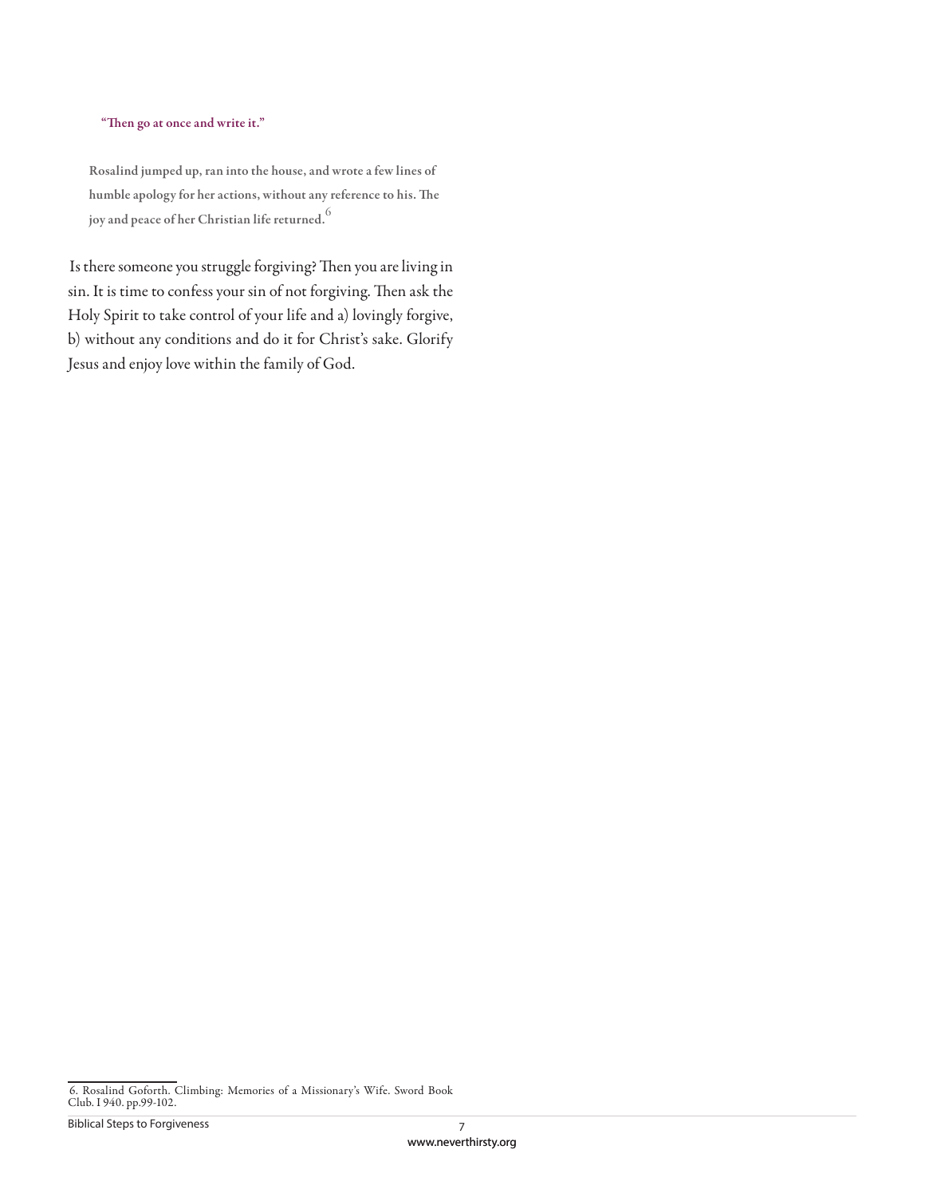> **"Then go at once and write it."**
>
> **Rosalind jumped up, ran into the house, and wrote a few lines of humble apology for her actions, without any reference to his. The joy and peace of her Christian life returned.[6]**

Is there someone you struggle forgiving? Then you are living in sin. It is time to confess your sin of not forgiving. Then ask the Holy Spirit to take control of your life and a) lovingly forgive, b) without any conditions and do it for Christ's sake. Glorify Jesus and enjoy love within the family of God.

---

6. Rosalind Goforth. Climbing: Memories of a Missionary's Wife. Sword Book Club. 1940. pp.99-102.